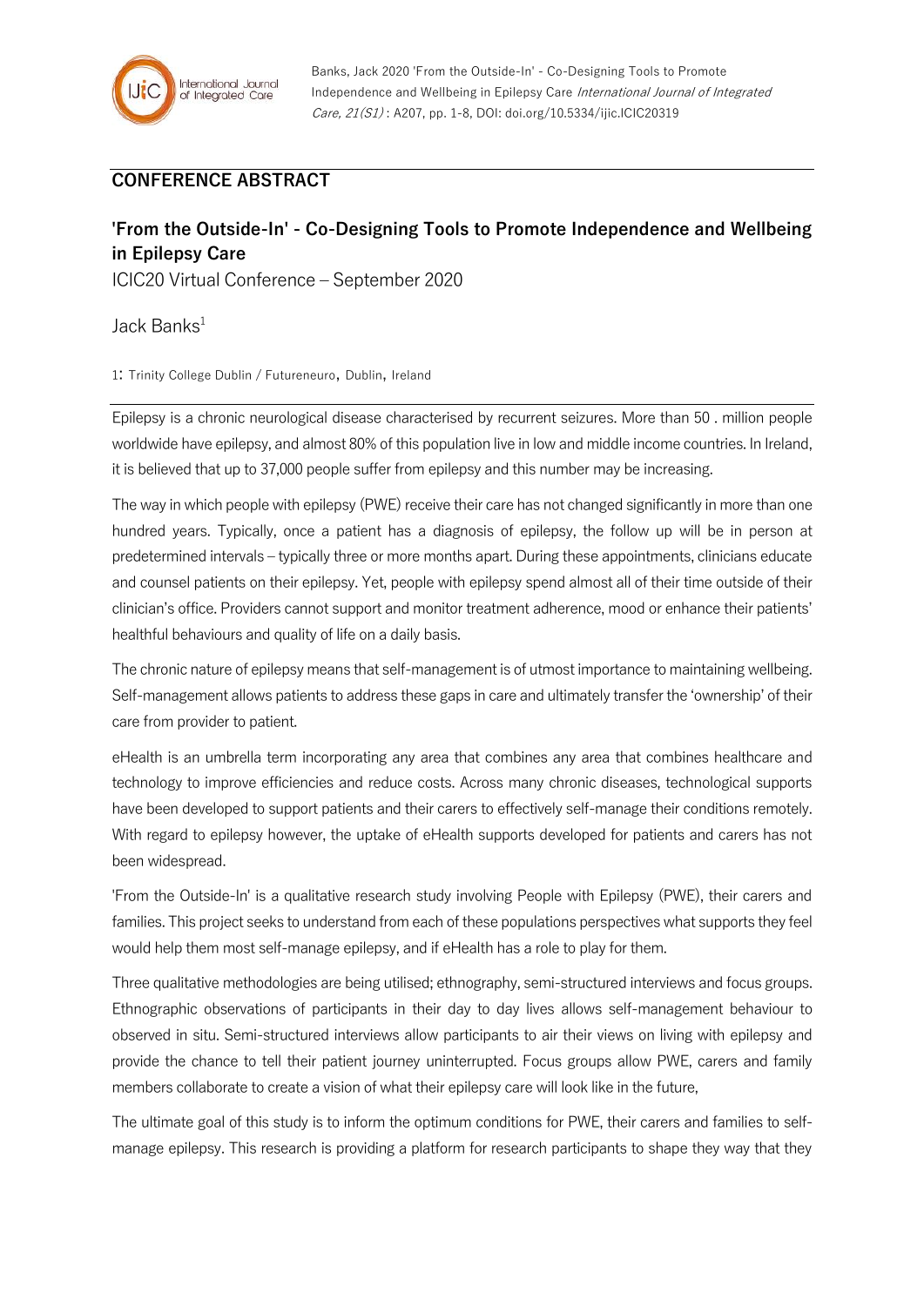## CONFERENCE ABSTRACT

# 'From the Outside-In' - Co-Designing Tools to Promote Independence and Wellbeing in Epilepsy Care

ICIC20 Virtual Conference – September 2020

Jack Banks[1]

1: Trinity College Dublin / Futureneuro, Dublin, Ireland

Epilepsy is a chronic neurological disease characterised by recurrent seizures. More than 50 . million people worldwide have epilepsy, and almost 80% of this population live in low and middle income countries. In Ireland, it is believed that up to 37,000 people suffer from epilepsy and this number may be increasing.

The way in which people with epilepsy (PWE) receive their care has not changed significantly in more than one hundred years. Typically, once a patient has a diagnosis of epilepsy, the follow up will be in person at predetermined intervals – typically three or more months apart. During these appointments, clinicians educate and counsel patients on their epilepsy. Yet, people with epilepsy spend almost all of their time outside of their clinician's office. Providers cannot support and monitor treatment adherence, mood or enhance their patients' healthful behaviours and quality of life on a daily basis.

The chronic nature of epilepsy means that self-management is of utmost importance to maintaining wellbeing. Self-management allows patients to address these gaps in care and ultimately transfer the 'ownership' of their care from provider to patient.

eHealth is an umbrella term incorporating any area that combines any area that combines healthcare and technology to improve efficiencies and reduce costs. Across many chronic diseases, technological supports have been developed to support patients and their carers to effectively self-manage their conditions remotely. With regard to epilepsy however, the uptake of eHealth supports developed for patients and carers has not been widespread.

'From the Outside-In' is a qualitative research study involving People with Epilepsy (PWE), their carers and families. This project seeks to understand from each of these populations perspectives what supports they feel would help them most self-manage epilepsy, and if eHealth has a role to play for them.

Three qualitative methodologies are being utilised; ethnography, semi-structured interviews and focus groups. Ethnographic observations of participants in their day to day lives allows self-management behaviour to observed in situ. Semi-structured interviews allow participants to air their views on living with epilepsy and provide the chance to tell their patient journey uninterrupted. Focus groups allow PWE, carers and family members collaborate to create a vision of what their epilepsy care will look like in the future,

The ultimate goal of this study is to inform the optimum conditions for PWE, their carers and families to self-manage epilepsy. This research is providing a platform for research participants to shape they way that they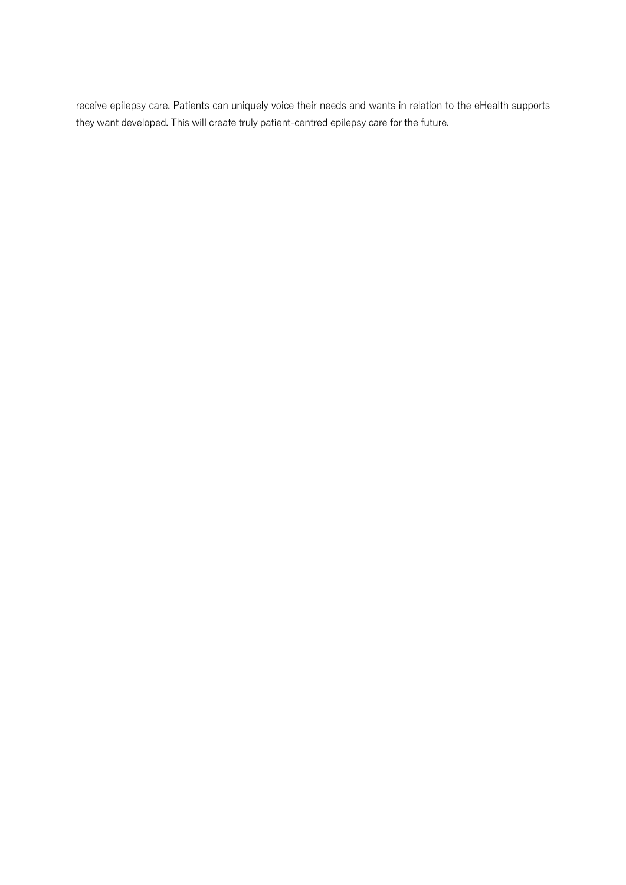receive epilepsy care. Patients can uniquely voice their needs and wants in relation to the eHealth supports they want developed. This will create truly patient-centred epilepsy care for the future.